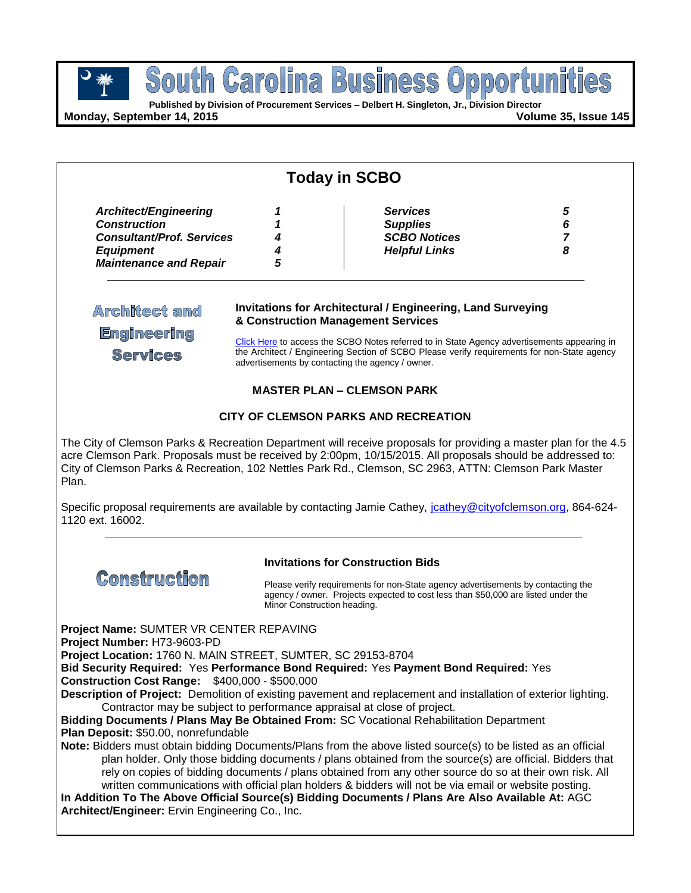# South Carolina Business Opportunities

**Published by Division of Procurement Services – Delbert H. Singleton, Jr., Division Director**

**Monday, September 14, 2015** **Volume 35, Issue 145**

## Today in SCBO

| | | | |
|---|---|---|---|
| ***Architect/Engineering*** | ***1*** | ***Services*** | ***5*** |
| ***Construction*** | ***1*** | ***Supplies*** | ***6*** |
| ***Consultant/Prof. Services*** | ***4*** | ***SCBO Notices*** | ***7*** |
| ***Equipment*** | ***4*** | ***Helpful Links*** | ***8*** |
| ***Maintenance and Repair*** | ***5*** | | |

## Architect and Engineering Services

**Invitations for Architectural / Engineering, Land Surveying & Construction Management Services**

Click Here to access the SCBO Notes referred to in State Agency advertisements appearing in the Architect / Engineering Section of SCBO Please verify requirements for non-State agency advertisements by contacting the agency / owner.

### MASTER PLAN – CLEMSON PARK

### CITY OF CLEMSON PARKS AND RECREATION

The City of Clemson Parks & Recreation Department will receive proposals for providing a master plan for the 4.5 acre Clemson Park. Proposals must be received by 2:00pm, 10/15/2015. All proposals should be addressed to: City of Clemson Parks & Recreation, 102 Nettles Park Rd., Clemson, SC 2963, ATTN: Clemson Park Master Plan.

Specific proposal requirements are available by contacting Jamie Cathey, jcathey@cityofclemson.org, 864-624-1120 ext. 16002.

## Construction

**Invitations for Construction Bids**

Please verify requirements for non-State agency advertisements by contacting the agency / owner. Projects expected to cost less than $50,000 are listed under the Minor Construction heading.

**Project Name:** SUMTER VR CENTER REPAVING
**Project Number:** H73-9603-PD
**Project Location:** 1760 N. MAIN STREET, SUMTER, SC 29153-8704
**Bid Security Required:** Yes **Performance Bond Required:** Yes **Payment Bond Required:** Yes
**Construction Cost Range:** $400,000 - $500,000
**Description of Project:** Demolition of existing pavement and replacement and installation of exterior lighting. Contractor may be subject to performance appraisal at close of project.
**Bidding Documents / Plans May Be Obtained From:** SC Vocational Rehabilitation Department
**Plan Deposit:** $50.00, nonrefundable
**Note:** Bidders must obtain bidding Documents/Plans from the above listed source(s) to be listed as an official plan holder. Only those bidding documents / plans obtained from the source(s) are official. Bidders that rely on copies of bidding documents / plans obtained from any other source do so at their own risk. All written communications with official plan holders & bidders will not be via email or website posting.
**In Addition To The Above Official Source(s) Bidding Documents / Plans Are Also Available At:** AGC
**Architect/Engineer:** Ervin Engineering Co., Inc.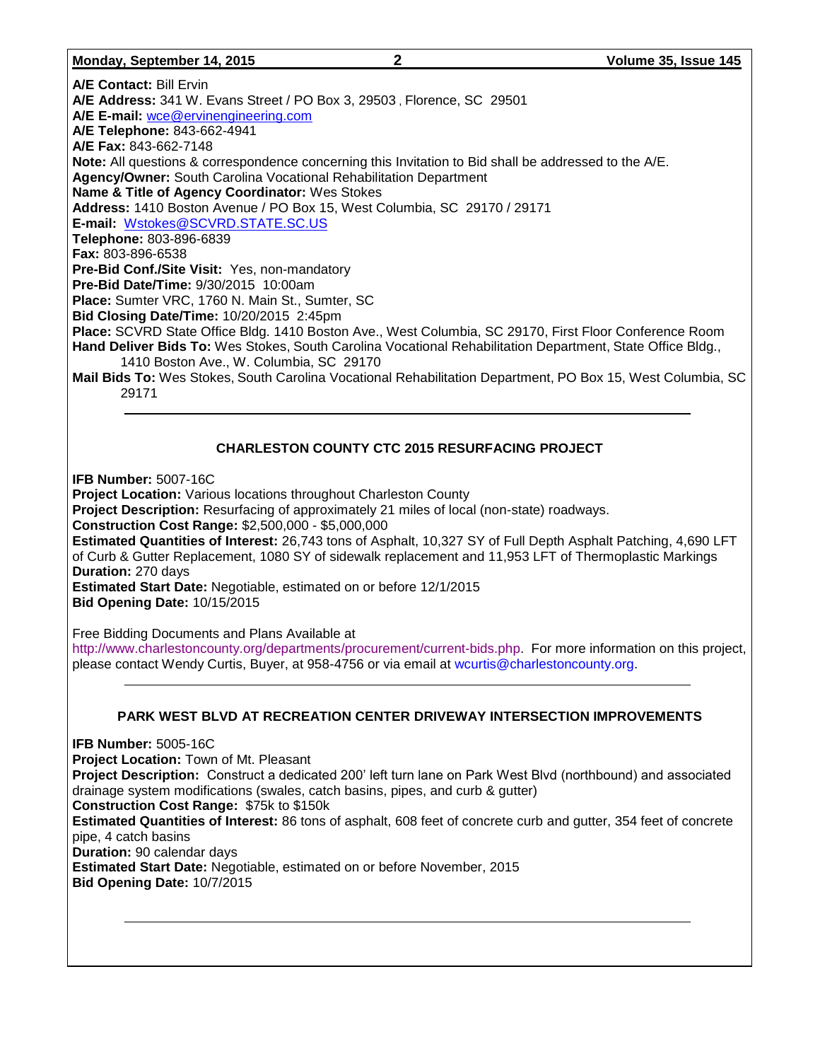**A/E Contact:** Bill Ervin
**A/E Address:** 341 W. Evans Street / PO Box 3, 29503 , Florence, SC 29501
**A/E E-mail:** wce@ervinengineering.com
**A/E Telephone:** 843-662-4941
**A/E Fax:** 843-662-7148
**Note:** All questions & correspondence concerning this Invitation to Bid shall be addressed to the A/E.
**Agency/Owner:** South Carolina Vocational Rehabilitation Department
**Name & Title of Agency Coordinator:** Wes Stokes
**Address:** 1410 Boston Avenue / PO Box 15, West Columbia, SC 29170 / 29171
**E-mail:** Wstokes@SCVRD.STATE.SC.US
**Telephone:** 803-896-6839
**Fax:** 803-896-6538
**Pre-Bid Conf./Site Visit:** Yes, non-mandatory
**Pre-Bid Date/Time:** 9/30/2015 10:00am
**Place:** Sumter VRC, 1760 N. Main St., Sumter, SC
**Bid Closing Date/Time:** 10/20/2015 2:45pm
**Place:** SCVRD State Office Bldg. 1410 Boston Ave., West Columbia, SC 29170, First Floor Conference Room
**Hand Deliver Bids To:** Wes Stokes, South Carolina Vocational Rehabilitation Department, State Office Bldg., 1410 Boston Ave., W. Columbia, SC 29170
**Mail Bids To:** Wes Stokes, South Carolina Vocational Rehabilitation Department, PO Box 15, West Columbia, SC 29171

---

## CHARLESTON COUNTY CTC 2015 RESURFACING PROJECT

**IFB Number:** 5007-16C
**Project Location:** Various locations throughout Charleston County
**Project Description:** Resurfacing of approximately 21 miles of local (non-state) roadways.
**Construction Cost Range:** $2,500,000 - $5,000,000
**Estimated Quantities of Interest:** 26,743 tons of Asphalt, 10,327 SY of Full Depth Asphalt Patching, 4,690 LFT of Curb & Gutter Replacement, 1080 SY of sidewalk replacement and 11,953 LFT of Thermoplastic Markings
**Duration:** 270 days
**Estimated Start Date:** Negotiable, estimated on or before 12/1/2015
**Bid Opening Date:** 10/15/2015

Free Bidding Documents and Plans Available at http://www.charlestoncounty.org/departments/procurement/current-bids.php. For more information on this project, please contact Wendy Curtis, Buyer, at 958-4756 or via email at wcurtis@charlestoncounty.org.

---

## PARK WEST BLVD AT RECREATION CENTER DRIVEWAY INTERSECTION IMPROVEMENTS

**IFB Number:** 5005-16C
**Project Location:** Town of Mt. Pleasant
**Project Description:** Construct a dedicated 200' left turn lane on Park West Blvd (northbound) and associated drainage system modifications (swales, catch basins, pipes, and curb & gutter)
**Construction Cost Range:** $75k to $150k
**Estimated Quantities of Interest:** 86 tons of asphalt, 608 feet of concrete curb and gutter, 354 feet of concrete pipe, 4 catch basins
**Duration:** 90 calendar days
**Estimated Start Date:** Negotiable, estimated on or before November, 2015
**Bid Opening Date:** 10/7/2015

---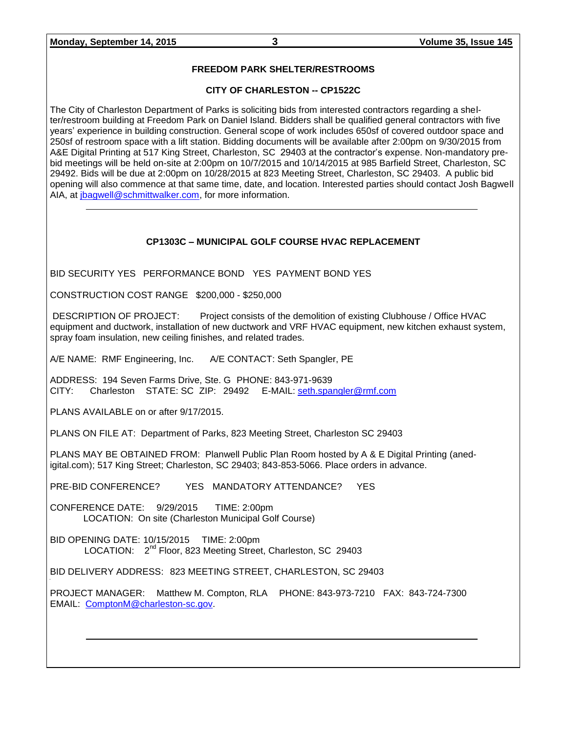## FREEDOM PARK SHELTER/RESTROOMS

### CITY OF CHARLESTON -- CP1522C

The City of Charleston Department of Parks is soliciting bids from interested contractors regarding a shelter/restroom building at Freedom Park on Daniel Island. Bidders shall be qualified general contractors with five years' experience in building construction. General scope of work includes 650sf of covered outdoor space and 250sf of restroom space with a lift station. Bidding documents will be available after 2:00pm on 9/30/2015 from A&E Digital Printing at 517 King Street, Charleston, SC 29403 at the contractor's expense. Non-mandatory pre-bid meetings will be held on-site at 2:00pm on 10/7/2015 and 10/14/2015 at 985 Barfield Street, Charleston, SC 29492. Bids will be due at 2:00pm on 10/28/2015 at 823 Meeting Street, Charleston, SC 29403. A public bid opening will also commence at that same time, date, and location. Interested parties should contact Josh Bagwell AIA, at jbagwell@schmittwalker.com, for more information.

---

## CP1303C – MUNICIPAL GOLF COURSE HVAC REPLACEMENT

BID SECURITY YES PERFORMANCE BOND YES PAYMENT BOND YES

CONSTRUCTION COST RANGE $200,000 - $250,000

DESCRIPTION OF PROJECT: Project consists of the demolition of existing Clubhouse / Office HVAC equipment and ductwork, installation of new ductwork and VRF HVAC equipment, new kitchen exhaust system, spray foam insulation, new ceiling finishes, and related trades.

A/E NAME: RMF Engineering, Inc. A/E CONTACT: Seth Spangler, PE

ADDRESS: 194 Seven Farms Drive, Ste. G PHONE: 843-971-9639
CITY: Charleston STATE: SC ZIP: 29492 E-MAIL: seth.spangler@rmf.com

PLANS AVAILABLE on or after 9/17/2015.

PLANS ON FILE AT: Department of Parks, 823 Meeting Street, Charleston SC 29403

PLANS MAY BE OBTAINED FROM: Planwell Public Plan Room hosted by A & E Digital Printing (anedigital.com); 517 King Street; Charleston, SC 29403; 843-853-5066. Place orders in advance.

PRE-BID CONFERENCE? YES MANDATORY ATTENDANCE? YES

CONFERENCE DATE: 9/29/2015 TIME: 2:00pm
LOCATION: On site (Charleston Municipal Golf Course)

BID OPENING DATE: 10/15/2015 TIME: 2:00pm
LOCATION: 2nd Floor, 823 Meeting Street, Charleston, SC 29403

BID DELIVERY ADDRESS: 823 MEETING STREET, CHARLESTON, SC 29403

PROJECT MANAGER: Matthew M. Compton, RLA PHONE: 843-973-7210 FAX: 843-724-7300
EMAIL: ComptonM@charleston-sc.gov.

---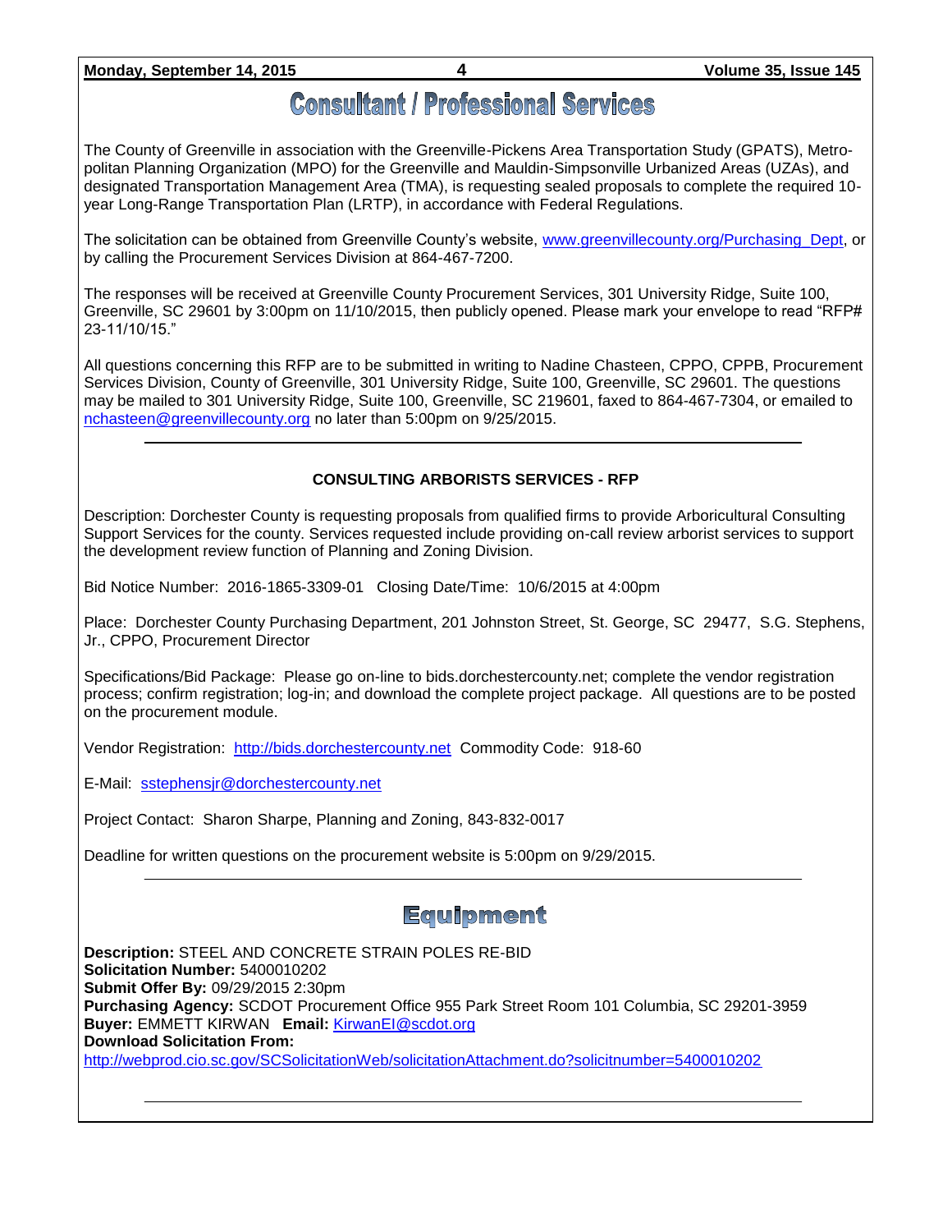# Consultant / Professional Services

The County of Greenville in association with the Greenville-Pickens Area Transportation Study (GPATS), Metropolitan Planning Organization (MPO) for the Greenville and Mauldin-Simpsonville Urbanized Areas (UZAs), and designated Transportation Management Area (TMA), is requesting sealed proposals to complete the required 10-year Long-Range Transportation Plan (LRTP), in accordance with Federal Regulations.

The solicitation can be obtained from Greenville County's website, www.greenvillecounty.org/Purchasing_Dept, or by calling the Procurement Services Division at 864-467-7200.

The responses will be received at Greenville County Procurement Services, 301 University Ridge, Suite 100, Greenville, SC 29601 by 3:00pm on 11/10/2015, then publicly opened. Please mark your envelope to read "RFP# 23-11/10/15."

All questions concerning this RFP are to be submitted in writing to Nadine Chasteen, CPPO, CPPB, Procurement Services Division, County of Greenville, 301 University Ridge, Suite 100, Greenville, SC 29601. The questions may be mailed to 301 University Ridge, Suite 100, Greenville, SC 219601, faxed to 864-467-7304, or emailed to nchasteen@greenvillecounty.org no later than 5:00pm on 9/25/2015.

---

### CONSULTING ARBORISTS SERVICES - RFP

Description: Dorchester County is requesting proposals from qualified firms to provide Arboricultural Consulting Support Services for the county. Services requested include providing on-call review arborist services to support the development review function of Planning and Zoning Division.

Bid Notice Number: 2016-1865-3309-01   Closing Date/Time: 10/6/2015 at 4:00pm

Place: Dorchester County Purchasing Department, 201 Johnston Street, St. George, SC 29477, S.G. Stephens, Jr., CPPO, Procurement Director

Specifications/Bid Package: Please go on-line to bids.dorchestercounty.net; complete the vendor registration process; confirm registration; log-in; and download the complete project package. All questions are to be posted on the procurement module.

Vendor Registration: http://bids.dorchestercounty.net Commodity Code: 918-60

E-Mail: sstephensjr@dorchestercounty.net

Project Contact: Sharon Sharpe, Planning and Zoning, 843-832-0017

Deadline for written questions on the procurement website is 5:00pm on 9/29/2015.

---

# Equipment

**Description:** STEEL AND CONCRETE STRAIN POLES RE-BID
**Solicitation Number:** 5400010202
**Submit Offer By:** 09/29/2015 2:30pm
**Purchasing Agency:** SCDOT Procurement Office 955 Park Street Room 101 Columbia, SC 29201-3959
**Buyer:** EMMETT KIRWAN **Email:** KirwanEI@scdot.org
**Download Solicitation From:**
http://webprod.cio.sc.gov/SCSolicitationWeb/solicitationAttachment.do?solicitnumber=5400010202

---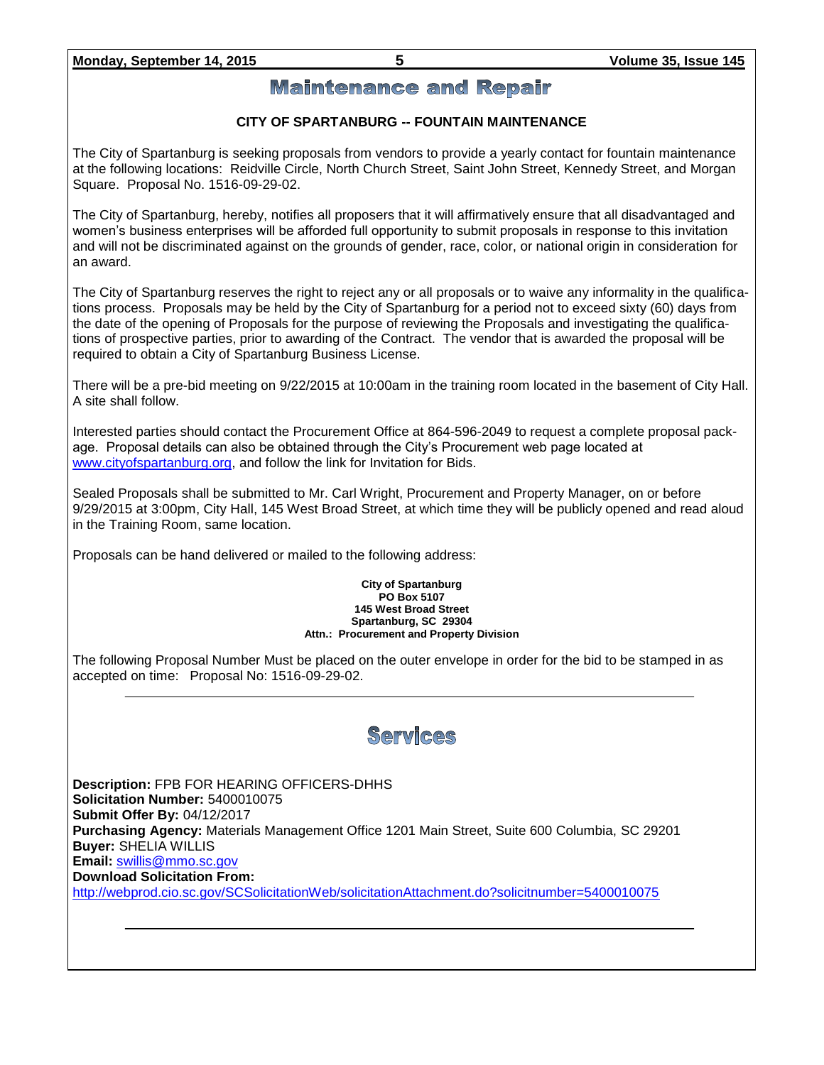# Maintenance and Repair

### CITY OF SPARTANBURG -- FOUNTAIN MAINTENANCE

The City of Spartanburg is seeking proposals from vendors to provide a yearly contact for fountain maintenance at the following locations: Reidville Circle, North Church Street, Saint John Street, Kennedy Street, and Morgan Square. Proposal No. 1516-09-29-02.

The City of Spartanburg, hereby, notifies all proposers that it will affirmatively ensure that all disadvantaged and women's business enterprises will be afforded full opportunity to submit proposals in response to this invitation and will not be discriminated against on the grounds of gender, race, color, or national origin in consideration for an award.

The City of Spartanburg reserves the right to reject any or all proposals or to waive any informality in the qualifications process. Proposals may be held by the City of Spartanburg for a period not to exceed sixty (60) days from the date of the opening of Proposals for the purpose of reviewing the Proposals and investigating the qualifications of prospective parties, prior to awarding of the Contract. The vendor that is awarded the proposal will be required to obtain a City of Spartanburg Business License.

There will be a pre-bid meeting on 9/22/2015 at 10:00am in the training room located in the basement of City Hall. A site shall follow.

Interested parties should contact the Procurement Office at 864-596-2049 to request a complete proposal package. Proposal details can also be obtained through the City's Procurement web page located at www.cityofspartanburg.org, and follow the link for Invitation for Bids.

Sealed Proposals shall be submitted to Mr. Carl Wright, Procurement and Property Manager, on or before 9/29/2015 at 3:00pm, City Hall, 145 West Broad Street, at which time they will be publicly opened and read aloud in the Training Room, same location.

Proposals can be hand delivered or mailed to the following address:

**City of Spartanburg**
**PO Box 5107**
**145 West Broad Street**
**Spartanburg, SC 29304**
**Attn.: Procurement and Property Division**

The following Proposal Number Must be placed on the outer envelope in order for the bid to be stamped in as accepted on time: Proposal No: 1516-09-29-02.

---

# Services

**Description:** FPB FOR HEARING OFFICERS-DHHS
**Solicitation Number:** 5400010075
**Submit Offer By:** 04/12/2017
**Purchasing Agency:** Materials Management Office 1201 Main Street, Suite 600 Columbia, SC 29201
**Buyer:** SHELIA WILLIS
**Email:** swillis@mmo.sc.gov
**Download Solicitation From:**
http://webprod.cio.sc.gov/SCSolicitationWeb/solicitationAttachment.do?solicitnumber=5400010075

---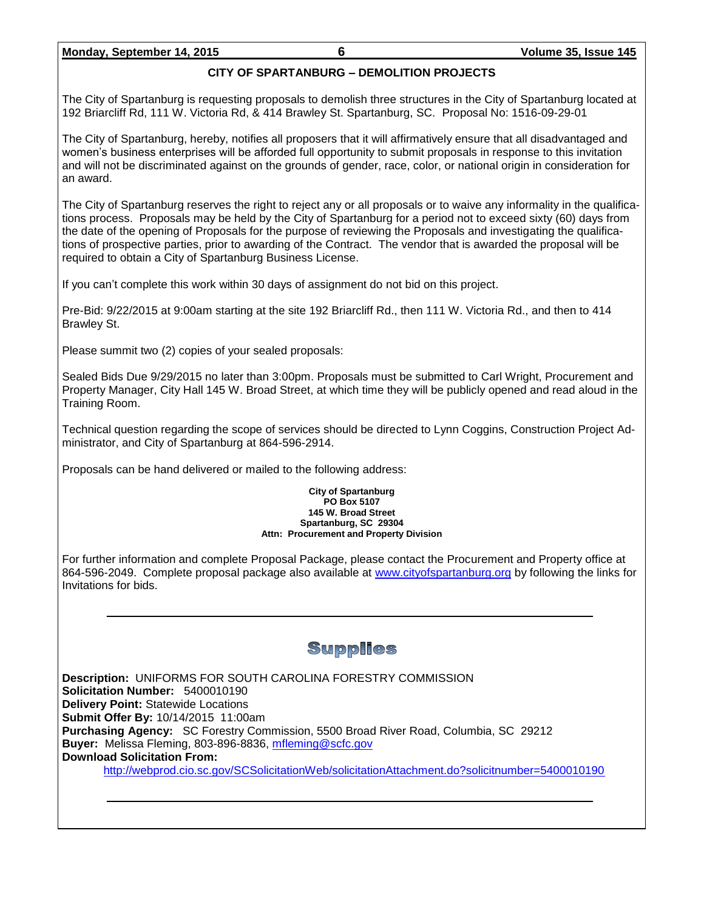## CITY OF SPARTANBURG – DEMOLITION PROJECTS

The City of Spartanburg is requesting proposals to demolish three structures in the City of Spartanburg located at 192 Briarcliff Rd, 111 W. Victoria Rd, & 414 Brawley St. Spartanburg, SC. Proposal No: 1516-09-29-01

The City of Spartanburg, hereby, notifies all proposers that it will affirmatively ensure that all disadvantaged and women's business enterprises will be afforded full opportunity to submit proposals in response to this invitation and will not be discriminated against on the grounds of gender, race, color, or national origin in consideration for an award.

The City of Spartanburg reserves the right to reject any or all proposals or to waive any informality in the qualifications process. Proposals may be held by the City of Spartanburg for a period not to exceed sixty (60) days from the date of the opening of Proposals for the purpose of reviewing the Proposals and investigating the qualifications of prospective parties, prior to awarding of the Contract. The vendor that is awarded the proposal will be required to obtain a City of Spartanburg Business License.

If you can't complete this work within 30 days of assignment do not bid on this project.

Pre-Bid: 9/22/2015 at 9:00am starting at the site 192 Briarcliff Rd., then 111 W. Victoria Rd., and then to 414 Brawley St.

Please summit two (2) copies of your sealed proposals:

Sealed Bids Due 9/29/2015 no later than 3:00pm. Proposals must be submitted to Carl Wright, Procurement and Property Manager, City Hall 145 W. Broad Street, at which time they will be publicly opened and read aloud in the Training Room.

Technical question regarding the scope of services should be directed to Lynn Coggins, Construction Project Administrator, and City of Spartanburg at 864-596-2914.

Proposals can be hand delivered or mailed to the following address:

**City of Spartanburg**
**PO Box 5107**
**145 W. Broad Street**
**Spartanburg, SC 29304**
**Attn: Procurement and Property Division**

For further information and complete Proposal Package, please contact the Procurement and Property office at 864-596-2049. Complete proposal package also available at www.cityofspartanburg.org by following the links for Invitations for bids.

---

## Supplies

**Description:** UNIFORMS FOR SOUTH CAROLINA FORESTRY COMMISSION
**Solicitation Number:** 5400010190
**Delivery Point:** Statewide Locations
**Submit Offer By:** 10/14/2015 11:00am
**Purchasing Agency:** SC Forestry Commission, 5500 Broad River Road, Columbia, SC 29212
**Buyer:** Melissa Fleming, 803-896-8836, mfleming@scfc.gov
**Download Solicitation From:**
http://webprod.cio.sc.gov/SCSolicitationWeb/solicitationAttachment.do?solicitnumber=5400010190

---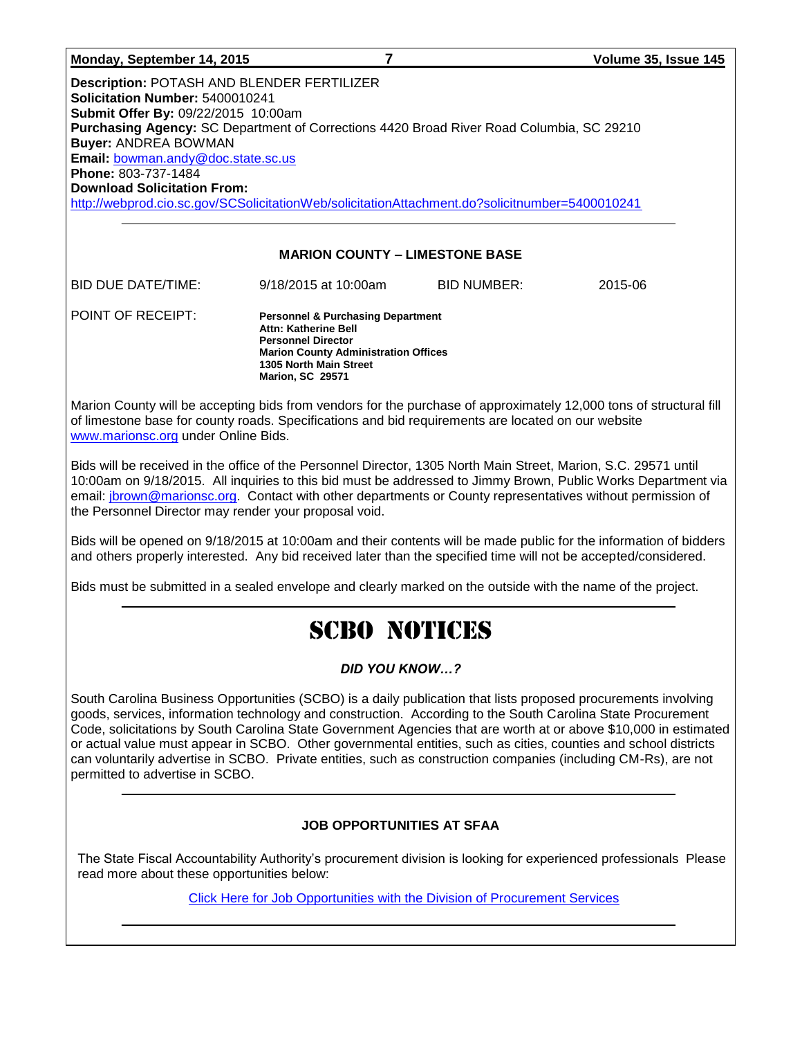**Description:** POTASH AND BLENDER FERTILIZER
**Solicitation Number:** 5400010241
**Submit Offer By:** 09/22/2015 10:00am
**Purchasing Agency:** SC Department of Corrections 4420 Broad River Road Columbia, SC 29210
**Buyer:** ANDREA BOWMAN
**Email:** bowman.andy@doc.state.sc.us
**Phone:** 803-737-1484
**Download Solicitation From:**
http://webprod.cio.sc.gov/SCSolicitationWeb/solicitationAttachment.do?solicitnumber=5400010241

---

### MARION COUNTY – LIMESTONE BASE

| BID DUE DATE/TIME: | 9/18/2015 at 10:00am | BID NUMBER: | 2015-06 |
|---|---|---|---|

POINT OF RECEIPT:
**Personnel & Purchasing Department**
**Attn: Katherine Bell**
**Personnel Director**
**Marion County Administration Offices**
**1305 North Main Street**
**Marion, SC 29571**

Marion County will be accepting bids from vendors for the purchase of approximately 12,000 tons of structural fill of limestone base for county roads. Specifications and bid requirements are located on our website www.marionsc.org under Online Bids.

Bids will be received in the office of the Personnel Director, 1305 North Main Street, Marion, S.C. 29571 until 10:00am on 9/18/2015. All inquiries to this bid must be addressed to Jimmy Brown, Public Works Department via email: jbrown@marionsc.org. Contact with other departments or County representatives without permission of the Personnel Director may render your proposal void.

Bids will be opened on 9/18/2015 at 10:00am and their contents will be made public for the information of bidders and others properly interested. Any bid received later than the specified time will not be accepted/considered.

Bids must be submitted in a sealed envelope and clearly marked on the outside with the name of the project.

---

# SCBO NOTICES

***DID YOU KNOW…?***

South Carolina Business Opportunities (SCBO) is a daily publication that lists proposed procurements involving goods, services, information technology and construction. According to the South Carolina State Procurement Code, solicitations by South Carolina State Government Agencies that are worth at or above $10,000 in estimated or actual value must appear in SCBO. Other governmental entities, such as cities, counties and school districts can voluntarily advertise in SCBO. Private entities, such as construction companies (including CM-Rs), are not permitted to advertise in SCBO.

---

### JOB OPPORTUNITIES AT SFAA

The State Fiscal Accountability Authority's procurement division is looking for experienced professionals Please read more about these opportunities below:

Click Here for Job Opportunities with the Division of Procurement Services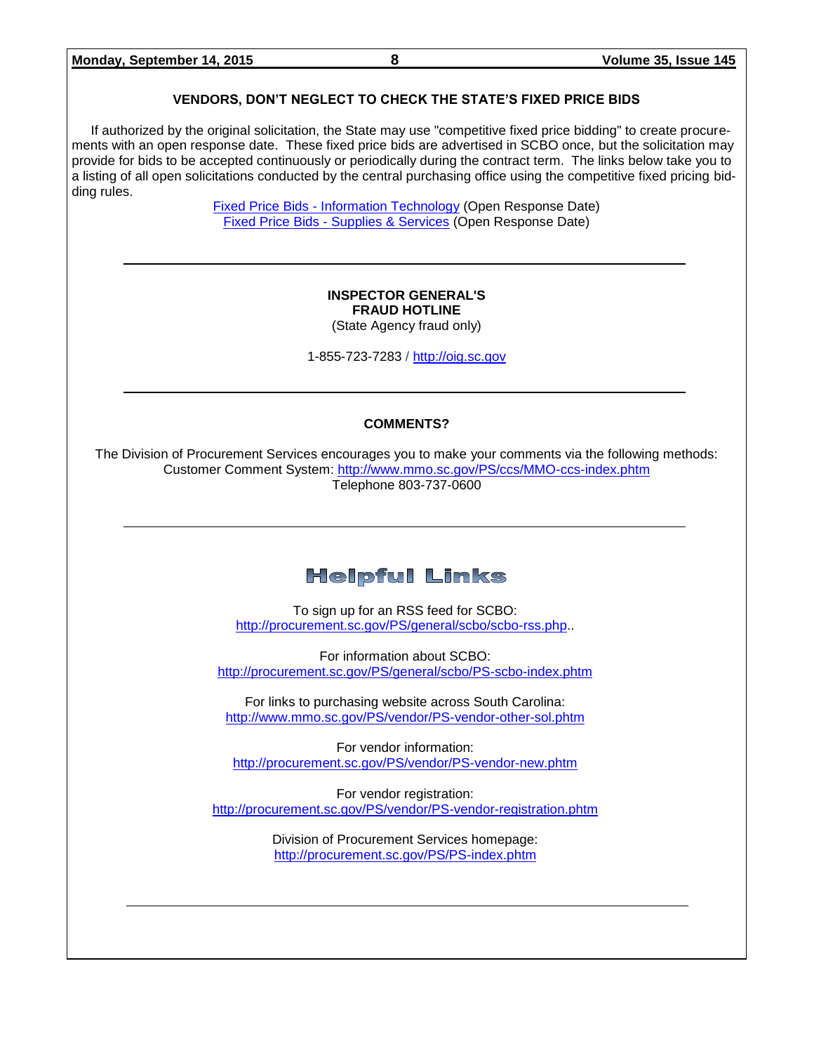## VENDORS, DON'T NEGLECT TO CHECK THE STATE'S FIXED PRICE BIDS

If authorized by the original solicitation, the State may use "competitive fixed price bidding" to create procurements with an open response date. These fixed price bids are advertised in SCBO once, but the solicitation may provide for bids to be accepted continuously or periodically during the contract term. The links below take you to a listing of all open solicitations conducted by the central purchasing office using the competitive fixed pricing bidding rules.

Fixed Price Bids - Information Technology (Open Response Date)
Fixed Price Bids - Supplies & Services (Open Response Date)

---

**INSPECTOR GENERAL'S**
**FRAUD HOTLINE**
(State Agency fraud only)

1-855-723-7283 / http://oig.sc.gov

---

## COMMENTS?

The Division of Procurement Services encourages you to make your comments via the following methods:
Customer Comment System: http://www.mmo.sc.gov/PS/ccs/MMO-ccs-index.phtm
Telephone 803-737-0600

---

## Helpful Links

To sign up for an RSS feed for SCBO:
http://procurement.sc.gov/PS/general/scbo/scbo-rss.php..

For information about SCBO:
http://procurement.sc.gov/PS/general/scbo/PS-scbo-index.phtm

For links to purchasing website across South Carolina:
http://www.mmo.sc.gov/PS/vendor/PS-vendor-other-sol.phtm

For vendor information:
http://procurement.sc.gov/PS/vendor/PS-vendor-new.phtm

For vendor registration:
http://procurement.sc.gov/PS/vendor/PS-vendor-registration.phtm

Division of Procurement Services homepage:
http://procurement.sc.gov/PS/PS-index.phtm

---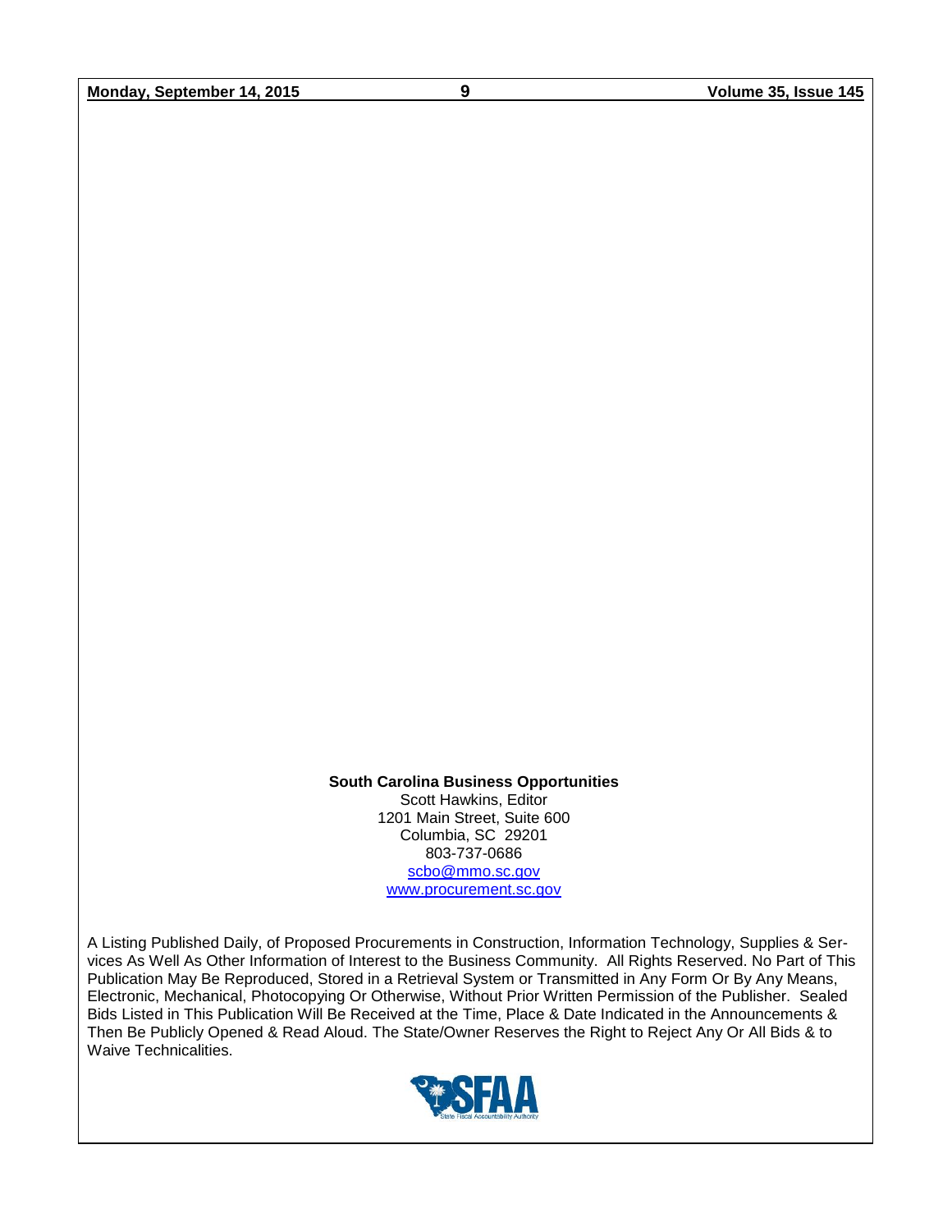**South Carolina Business Opportunities**

Scott Hawkins, Editor
1201 Main Street, Suite 600
Columbia, SC 29201
803-737-0686
scbo@mmo.sc.gov
www.procurement.sc.gov

A Listing Published Daily, of Proposed Procurements in Construction, Information Technology, Supplies & Services As Well As Other Information of Interest to the Business Community. All Rights Reserved. No Part of This Publication May Be Reproduced, Stored in a Retrieval System or Transmitted in Any Form Or By Any Means, Electronic, Mechanical, Photocopying Or Otherwise, Without Prior Written Permission of the Publisher. Sealed Bids Listed in This Publication Will Be Received at the Time, Place & Date Indicated in the Announcements & Then Be Publicly Opened & Read Aloud. The State/Owner Reserves the Right to Reject Any Or All Bids & to Waive Technicalities.

SFAA
State Fiscal Accountability Authority